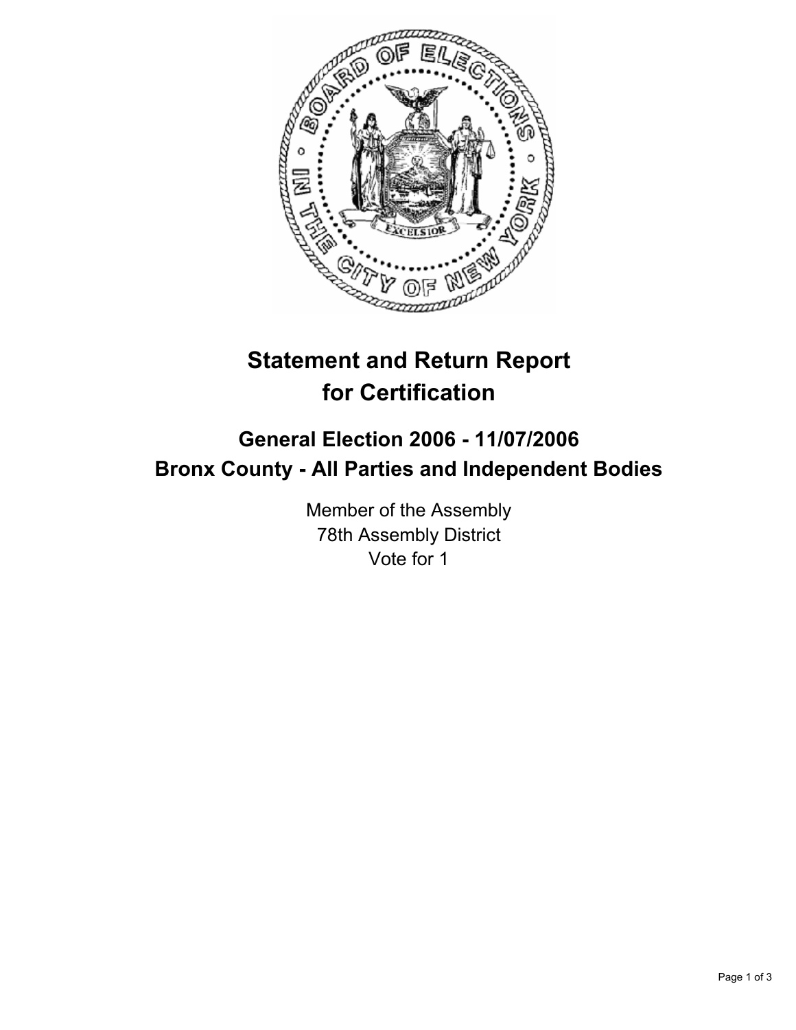# Statement and Return Report for Certification

## General Election 2006 - 11/07/2006
## Bronx County - All Parties and Independent Bodies

Member of the Assembly
78th Assembly District
Vote for 1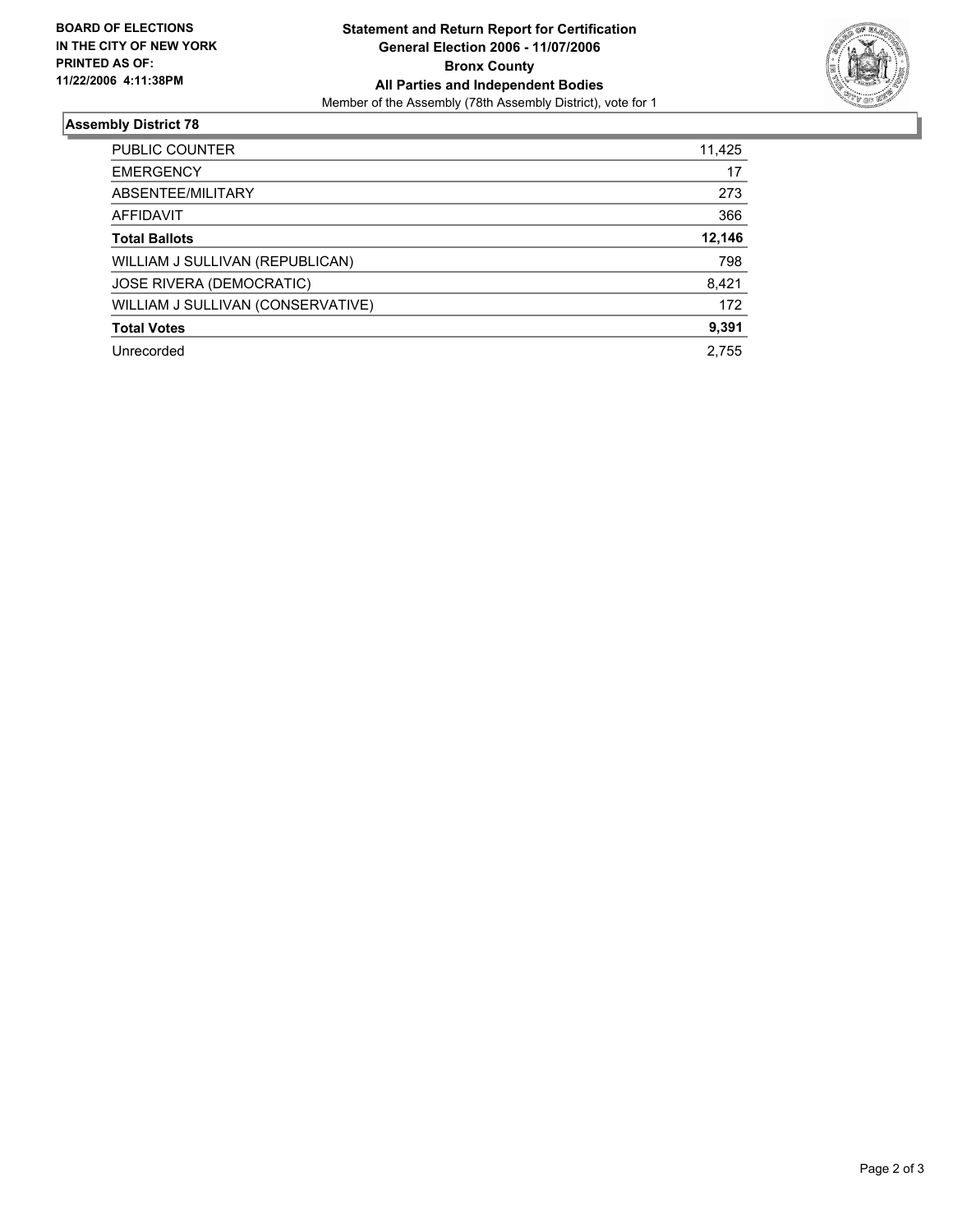**BOARD OF ELECTIONS IN THE CITY OF NEW YORK PRINTED AS OF: 11/22/2006 4:11:38PM**

**Statement and Return Report for Certification**
**General Election 2006 - 11/07/2006**
**Bronx County**
**All Parties and Independent Bodies**
Member of the Assembly (78th Assembly District), vote for 1

## Assembly District 78

| | |
|---|---|
| PUBLIC COUNTER | 11,425 |
| EMERGENCY | 17 |
| ABSENTEE/MILITARY | 273 |
| AFFIDAVIT | 366 |
| **Total Ballots** | **12,146** |
| WILLIAM J SULLIVAN (REPUBLICAN) | 798 |
| JOSE RIVERA (DEMOCRATIC) | 8,421 |
| WILLIAM J SULLIVAN (CONSERVATIVE) | 172 |
| **Total Votes** | **9,391** |
| Unrecorded | 2,755 |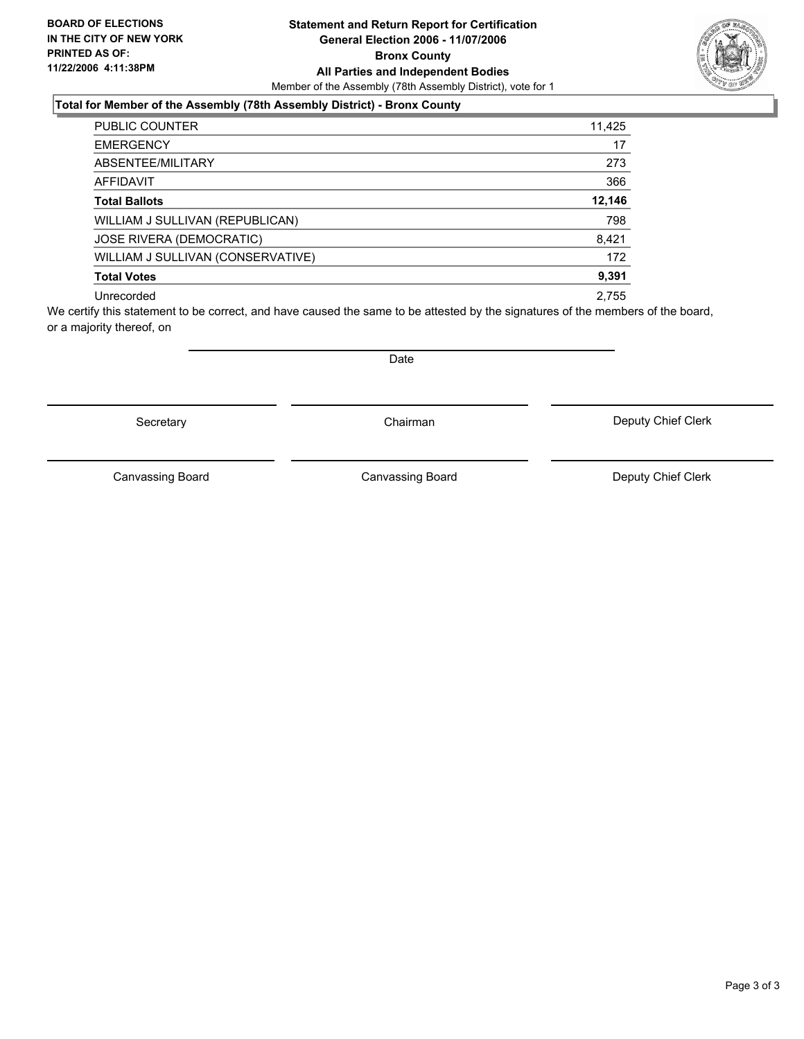**BOARD OF ELECTIONS IN THE CITY OF NEW YORK PRINTED AS OF: 11/22/2006 4:11:38PM**

**Statement and Return Report for Certification**
**General Election 2006 - 11/07/2006**
**Bronx County**
**All Parties and Independent Bodies**
Member of the Assembly (78th Assembly District), vote for 1

**Total for Member of the Assembly (78th Assembly District) - Bronx County**

| | |
|---|---|
| PUBLIC COUNTER | 11,425 |
| EMERGENCY | 17 |
| ABSENTEE/MILITARY | 273 |
| AFFIDAVIT | 366 |
| **Total Ballots** | **12,146** |
| WILLIAM J SULLIVAN (REPUBLICAN) | 798 |
| JOSE RIVERA (DEMOCRATIC) | 8,421 |
| WILLIAM J SULLIVAN (CONSERVATIVE) | 172 |
| **Total Votes** | **9,391** |
| Unrecorded | 2,755 |

We certify this statement to be correct, and have caused the same to be attested by the signatures of the members of the board, or a majority thereof, on

Date

| | | |
|---|---|---|
| Secretary | Chairman | Deputy Chief Clerk |
| Canvassing Board | Canvassing Board | Deputy Chief Clerk |